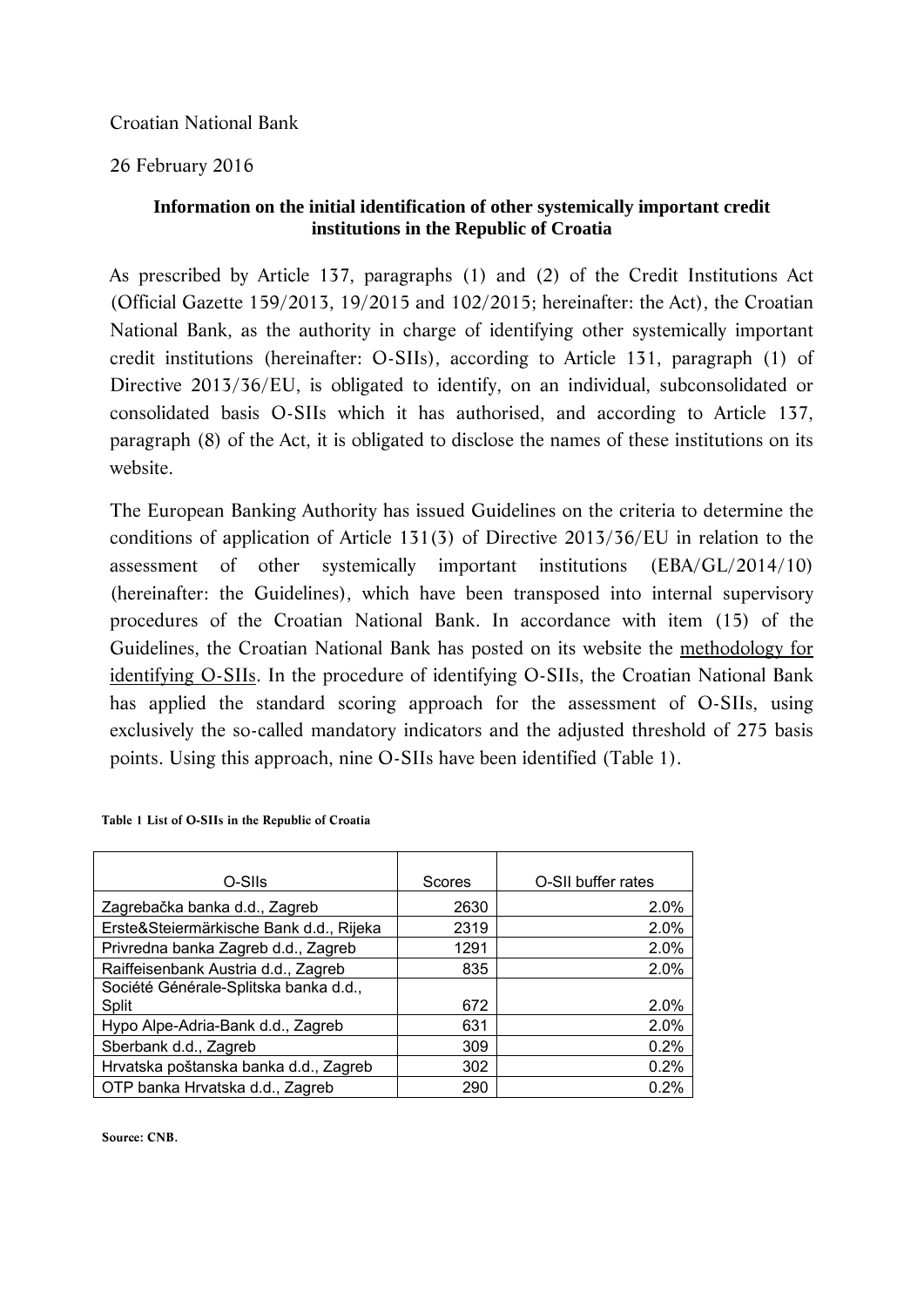Croatian National Bank

26 February 2016

**Information on the initial identification of other systemically important credit institutions in the Republic of Croatia**

As prescribed by Article 137, paragraphs (1) and (2) of the Credit Institutions Act (Official Gazette 159/2013, 19/2015 and 102/2015; hereinafter: the Act), the Croatian National Bank, as the authority in charge of identifying other systemically important credit institutions (hereinafter: O-SIIs), according to Article 131, paragraph (1) of Directive 2013/36/EU, is obligated to identify, on an individual, subconsolidated or consolidated basis O-SIIs which it has authorised, and according to Article 137, paragraph (8) of the Act, it is obligated to disclose the names of these institutions on its website.

The European Banking Authority has issued Guidelines on the criteria to determine the conditions of application of Article 131(3) of Directive 2013/36/EU in relation to the assessment of other systemically important institutions (EBA/GL/2014/10) (hereinafter: the Guidelines), which have been transposed into internal supervisory procedures of the Croatian National Bank. In accordance with item (15) of the Guidelines, the Croatian National Bank has posted on its website the methodology for identifying O-SIIs. In the procedure of identifying O-SIIs, the Croatian National Bank has applied the standard scoring approach for the assessment of O-SIIs, using exclusively the so-called mandatory indicators and the adjusted threshold of 275 basis points. Using this approach, nine O-SIIs have been identified (Table 1).

**Table 1 List of O-SIIs in the Republic of Croatia**

| O-SIIs | Scores | O-SII buffer rates |
|---|---|---|
| Zagrebačka banka d.d., Zagreb | 2630 | 2.0% |
| Erste&Steiermärkische Bank d.d., Rijeka | 2319 | 2.0% |
| Privredna banka Zagreb d.d., Zagreb | 1291 | 2.0% |
| Raiffeisenbank Austria d.d., Zagreb | 835 | 2.0% |
| Société Générale-Splitska banka d.d., Split | 672 | 2.0% |
| Hypo Alpe-Adria-Bank d.d., Zagreb | 631 | 2.0% |
| Sberbank d.d., Zagreb | 309 | 0.2% |
| Hrvatska poštanska banka d.d., Zagreb | 302 | 0.2% |
| OTP banka Hrvatska d.d., Zagreb | 290 | 0.2% |

**Source: CNB.**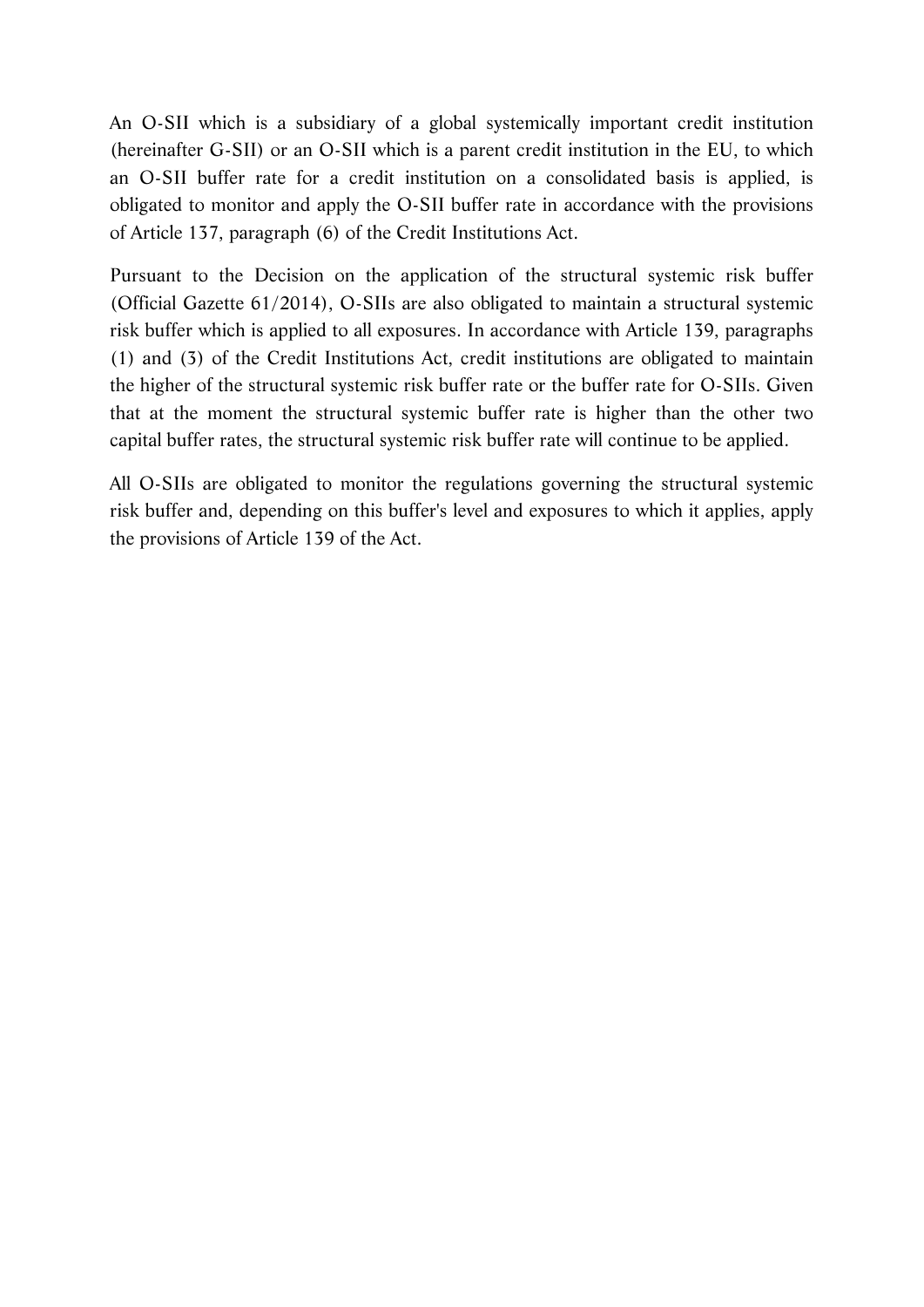An O-SII which is a subsidiary of a global systemically important credit institution (hereinafter G-SII) or an O-SII which is a parent credit institution in the EU, to which an O-SII buffer rate for a credit institution on a consolidated basis is applied, is obligated to monitor and apply the O-SII buffer rate in accordance with the provisions of Article 137, paragraph (6) of the Credit Institutions Act.

Pursuant to the Decision on the application of the structural systemic risk buffer (Official Gazette 61/2014), O-SIIs are also obligated to maintain a structural systemic risk buffer which is applied to all exposures. In accordance with Article 139, paragraphs (1) and (3) of the Credit Institutions Act, credit institutions are obligated to maintain the higher of the structural systemic risk buffer rate or the buffer rate for O-SIIs. Given that at the moment the structural systemic buffer rate is higher than the other two capital buffer rates, the structural systemic risk buffer rate will continue to be applied.

All O-SIIs are obligated to monitor the regulations governing the structural systemic risk buffer and, depending on this buffer's level and exposures to which it applies, apply the provisions of Article 139 of the Act.